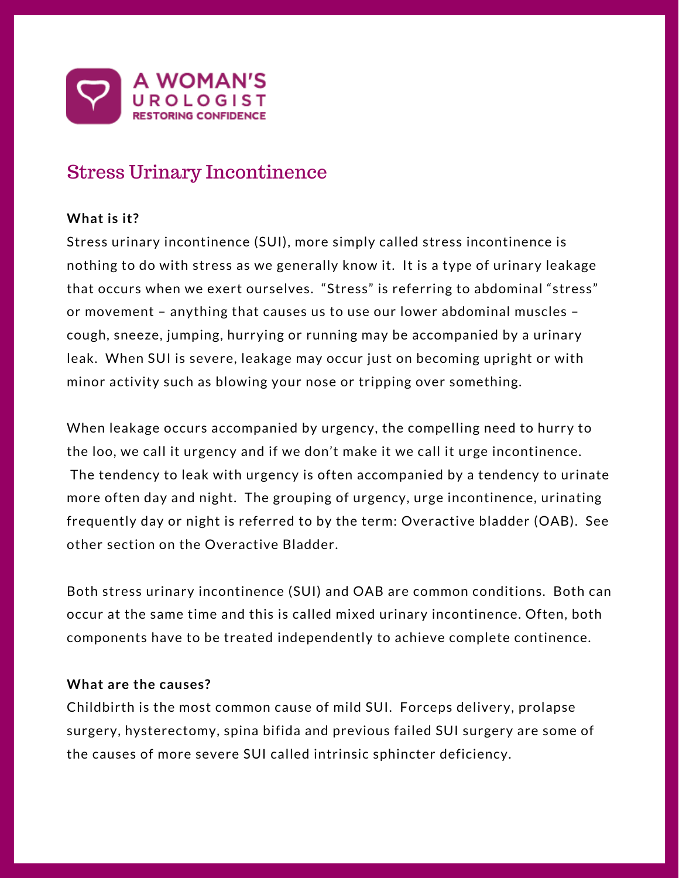A WOMAN'S UROLOGIST
RESTORING CONFIDENCE

# Stress Urinary Incontinence

**What is it?**

Stress urinary incontinence (SUI), more simply called stress incontinence is nothing to do with stress as we generally know it. It is a type of urinary leakage that occurs when we exert ourselves. "Stress" is referring to abdominal "stress" or movement – anything that causes us to use our lower abdominal muscles – cough, sneeze, jumping, hurrying or running may be accompanied by a urinary leak. When SUI is severe, leakage may occur just on becoming upright or with minor activity such as blowing your nose or tripping over something.

When leakage occurs accompanied by urgency, the compelling need to hurry to the loo, we call it urgency and if we don't make it we call it urge incontinence. The tendency to leak with urgency is often accompanied by a tendency to urinate more often day and night. The grouping of urgency, urge incontinence, urinating frequently day or night is referred to by the term: Overactive bladder (OAB). See other section on the Overactive Bladder.

Both stress urinary incontinence (SUI) and OAB are common conditions. Both can occur at the same time and this is called mixed urinary incontinence. Often, both components have to be treated independently to achieve complete continence.

**What are the causes?**

Childbirth is the most common cause of mild SUI. Forceps delivery, prolapse surgery, hysterectomy, spina bifida and previous failed SUI surgery are some of the causes of more severe SUI called intrinsic sphincter deficiency.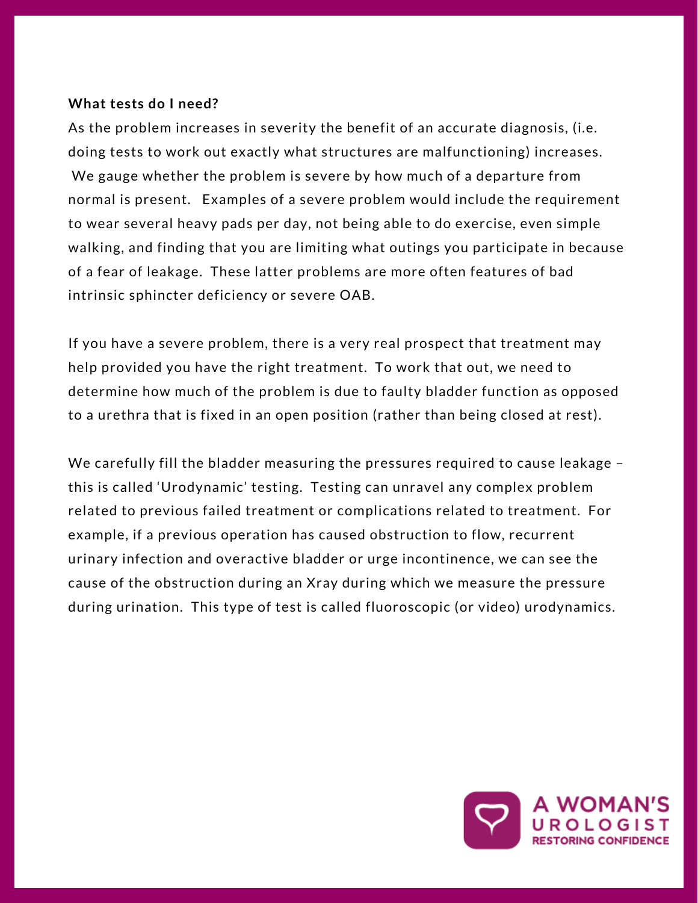**What tests do I need?**

As the problem increases in severity the benefit of an accurate diagnosis, (i.e. doing tests to work out exactly what structures are malfunctioning) increases. We gauge whether the problem is severe by how much of a departure from normal is present. Examples of a severe problem would include the requirement to wear several heavy pads per day, not being able to do exercise, even simple walking, and finding that you are limiting what outings you participate in because of a fear of leakage. These latter problems are more often features of bad intrinsic sphincter deficiency or severe OAB.

If you have a severe problem, there is a very real prospect that treatment may help provided you have the right treatment. To work that out, we need to determine how much of the problem is due to faulty bladder function as opposed to a urethra that is fixed in an open position (rather than being closed at rest).

We carefully fill the bladder measuring the pressures required to cause leakage – this is called 'Urodynamic' testing. Testing can unravel any complex problem related to previous failed treatment or complications related to treatment. For example, if a previous operation has caused obstruction to flow, recurrent urinary infection and overactive bladder or urge incontinence, we can see the cause of the obstruction during an Xray during which we measure the pressure during urination. This type of test is called fluoroscopic (or video) urodynamics.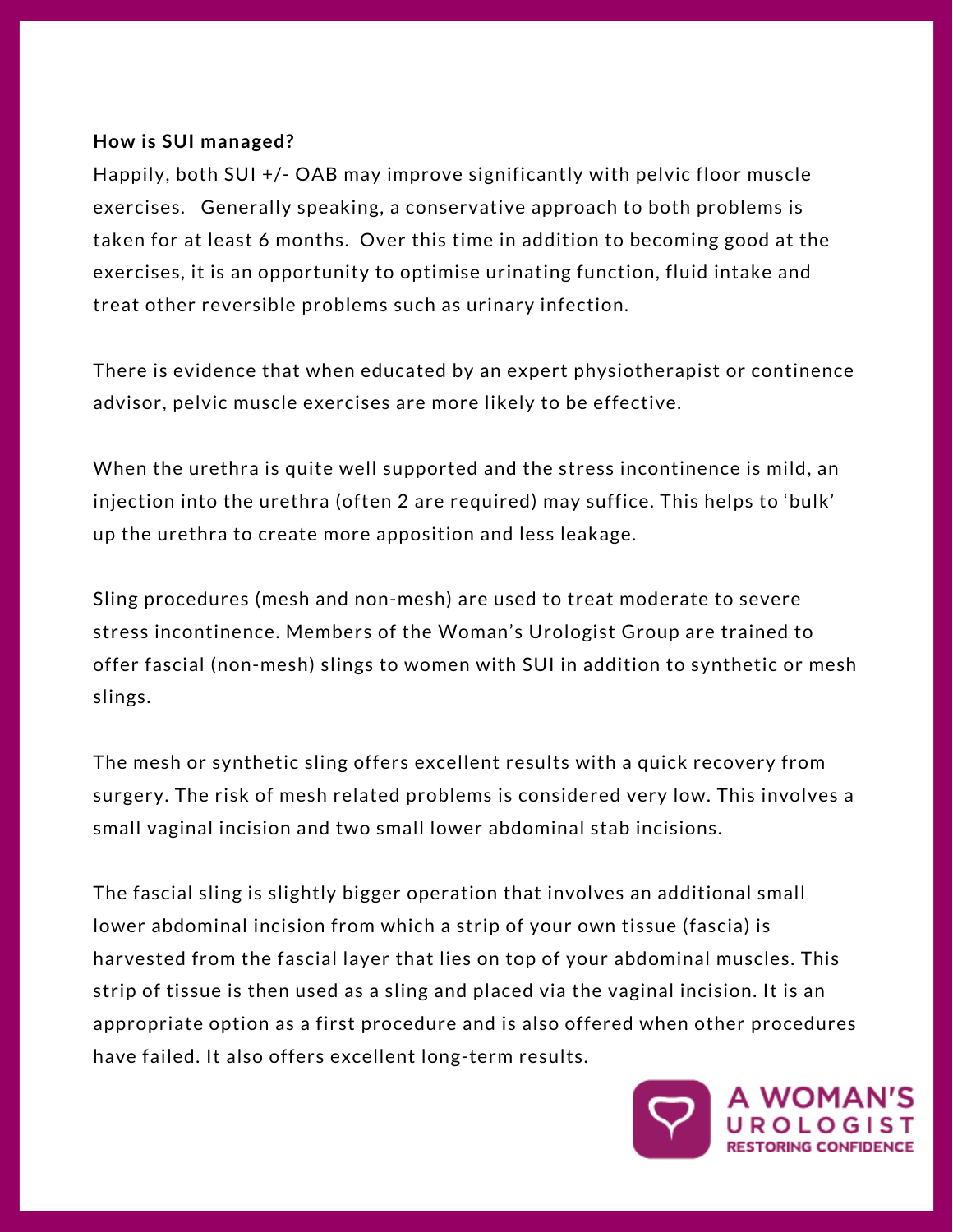**How is SUI managed?**

Happily, both SUI +/- OAB may improve significantly with pelvic floor muscle exercises. Generally speaking, a conservative approach to both problems is taken for at least 6 months. Over this time in addition to becoming good at the exercises, it is an opportunity to optimise urinating function, fluid intake and treat other reversible problems such as urinary infection.

There is evidence that when educated by an expert physiotherapist or continence advisor, pelvic muscle exercises are more likely to be effective.

When the urethra is quite well supported and the stress incontinence is mild, an injection into the urethra (often 2 are required) may suffice. This helps to 'bulk' up the urethra to create more apposition and less leakage.

Sling procedures (mesh and non-mesh) are used to treat moderate to severe stress incontinence. Members of the Woman's Urologist Group are trained to offer fascial (non-mesh) slings to women with SUI in addition to synthetic or mesh slings.

The mesh or synthetic sling offers excellent results with a quick recovery from surgery. The risk of mesh related problems is considered very low. This involves a small vaginal incision and two small lower abdominal stab incisions.

The fascial sling is slightly bigger operation that involves an additional small lower abdominal incision from which a strip of your own tissue (fascia) is harvested from the fascial layer that lies on top of your abdominal muscles. This strip of tissue is then used as a sling and placed via the vaginal incision. It is an appropriate option as a first procedure and is also offered when other procedures have failed. It also offers excellent long-term results.

A WOMAN'S UROLOGIST
RESTORING CONFIDENCE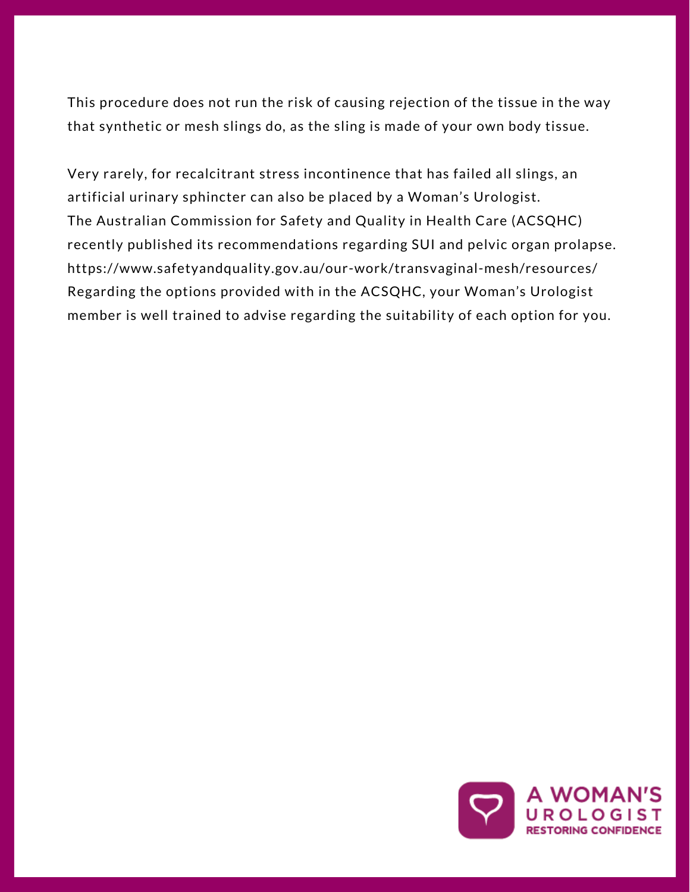This procedure does not run the risk of causing rejection of the tissue in the way that synthetic or mesh slings do, as the sling is made of your own body tissue.

Very rarely, for recalcitrant stress incontinence that has failed all slings, an artificial urinary sphincter can also be placed by a Woman's Urologist.
The Australian Commission for Safety and Quality in Health Care (ACSQHC) recently published its recommendations regarding SUI and pelvic organ prolapse.
https://www.safetyandquality.gov.au/our-work/transvaginal-mesh/resources/
Regarding the options provided with in the ACSQHC, your Woman's Urologist member is well trained to advise regarding the suitability of each option for you.

A WOMAN'S UROLOGIST
RESTORING CONFIDENCE